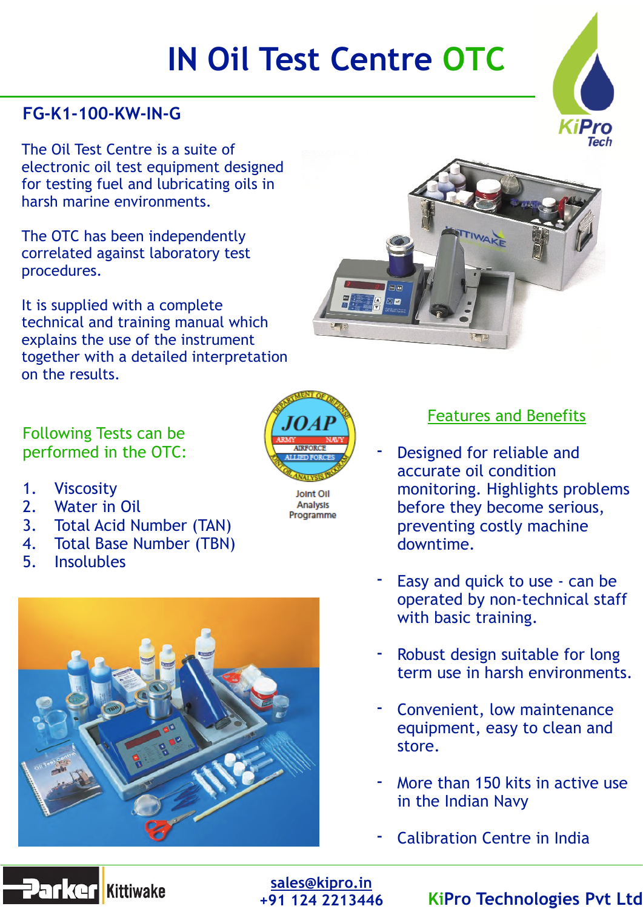# IN Oil Test Centre OTC

## FG-K1-100-KW-IN-G

The Oil Test Centre is a suite of electronic oil test equipment designed for testing fuel and lubricating oils in harsh marine environments.

The OTC has been independently correlated against laboratory test procedures.

It is supplied with a complete technical and training manual which explains the use of the instrument together with a detailed interpretation on the results.

### Following Tests can be performed in the OTC:

1. Viscosity
2. Water in Oil
3. Total Acid Number (TAN)
4. Total Base Number (TBN)
5. Insolubles

Joint Oil Analysis Programme

### Features and Benefits

- Designed for reliable and accurate oil condition monitoring. Highlights problems before they become serious, preventing costly machine downtime.
- Easy and quick to use - can be operated by non-technical staff with basic training.
- Robust design suitable for long term use in harsh environments.
- Convenient, low maintenance equipment, easy to clean and store.
- More than 150 kits in active use in the Indian Navy
- Calibration Centre in India

sales@kipro.in
+91 124 2213446

KiPro Technologies Pvt Ltd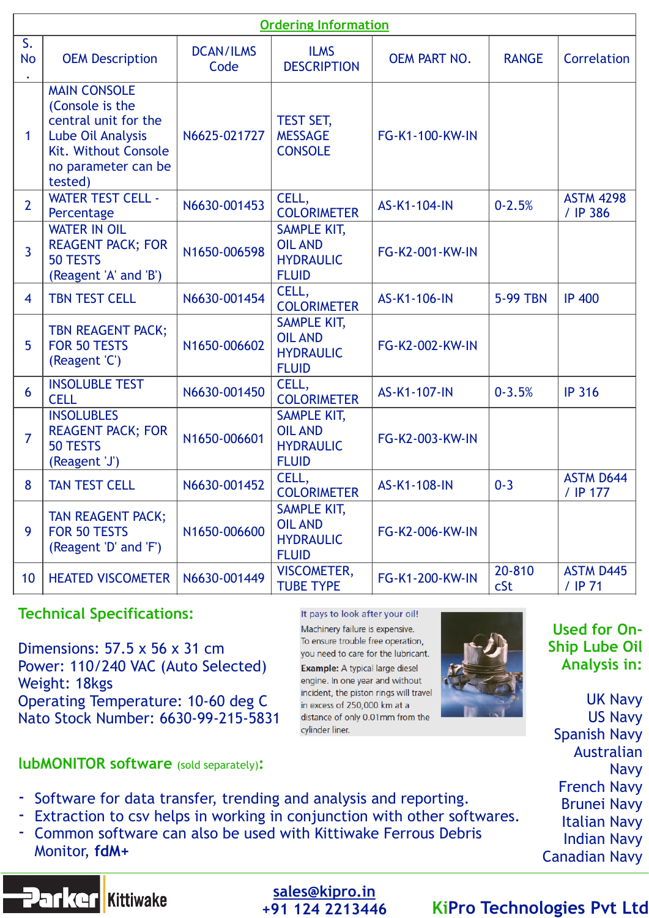## Ordering Information

| S. No. | OEM Description | DCAN/ILMS Code | ILMS DESCRIPTION | OEM PART NO. | RANGE | Correlation |
|---|---|---|---|---|---|---|
| 1 | MAIN CONSOLE (Console is the central unit for the Lube Oil Analysis Kit. Without Console no parameter can be tested) | N6625-021727 | TEST SET, MESSAGE CONSOLE | FG-K1-100-KW-IN | | |
| 2 | WATER TEST CELL - Percentage | N6630-001453 | CELL, COLORIMETER | AS-K1-104-IN | 0-2.5% | ASTM 4298 / IP 386 |
| 3 | WATER IN OIL REAGENT PACK; FOR 50 TESTS (Reagent 'A' and 'B') | N1650-006598 | SAMPLE KIT, OIL AND HYDRAULIC FLUID | FG-K2-001-KW-IN | | |
| 4 | TBN TEST CELL | N6630-001454 | CELL, COLORIMETER | AS-K1-106-IN | 5-99 TBN | IP 400 |
| 5 | TBN REAGENT PACK; FOR 50 TESTS (Reagent 'C') | N1650-006602 | SAMPLE KIT, OIL AND HYDRAULIC FLUID | FG-K2-002-KW-IN | | |
| 6 | INSOLUBLE TEST CELL | N6630-001450 | CELL, COLORIMETER | AS-K1-107-IN | 0-3.5% | IP 316 |
| 7 | INSOLUBLES REAGENT PACK; FOR 50 TESTS (Reagent 'J') | N1650-006601 | SAMPLE KIT, OIL AND HYDRAULIC FLUID | FG-K2-003-KW-IN | | |
| 8 | TAN TEST CELL | N6630-001452 | CELL, COLORIMETER | AS-K1-108-IN | 0-3 | ASTM D644 / IP 177 |
| 9 | TAN REAGENT PACK; FOR 50 TESTS (Reagent 'D' and 'F') | N1650-006600 | SAMPLE KIT, OIL AND HYDRAULIC FLUID | FG-K2-006-KW-IN | | |
| 10 | HEATED VISCOMETER | N6630-001449 | VISCOMETER, TUBE TYPE | FG-K1-200-KW-IN | 20-810 cSt | ASTM D445 / IP 71 |

### Technical Specifications:

Dimensions: 57.5 x 56 x 31 cm
Power: 110/240 VAC (Auto Selected)
Weight: 18kgs
Operating Temperature: 10-60 deg C
Nato Stock Number: 6630-99-215-5831

It pays to look after your oil!

Machinery failure is expensive. To ensure trouble free operation, you need to care for the lubricant.

**Example:** A typical large diesel engine. In one year and without incident, the piston rings will travel in excess of 250,000 km at a distance of only 0.01mm from the cylinder liner.

### Used for On-Ship Lube Oil Analysis in:

UK Navy
US Navy
Spanish Navy
Australian Navy
French Navy
Brunei Navy
Italian Navy
Indian Navy
Canadian Navy

### lubMONITOR software (sold separately):

- Software for data transfer, trending and analysis and reporting.
- Extraction to csv helps in working in conjunction with other softwares.
- Common software can also be used with Kittiwake Ferrous Debris Monitor, **fdM+**

Parker Kittiwake

sales@kipro.in
+91 124 2213446

KiPro Technologies Pvt Ltd